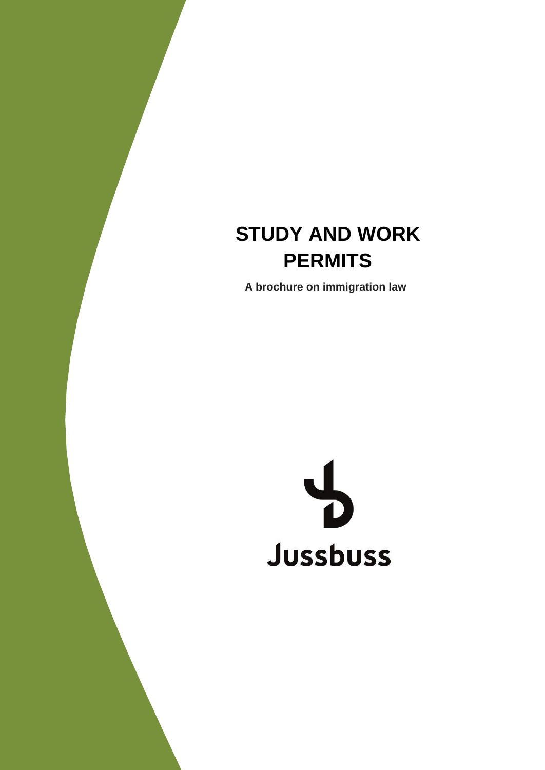# STUDY AND WORK PERMITS

**A brochure on immigration law**

Jussbuss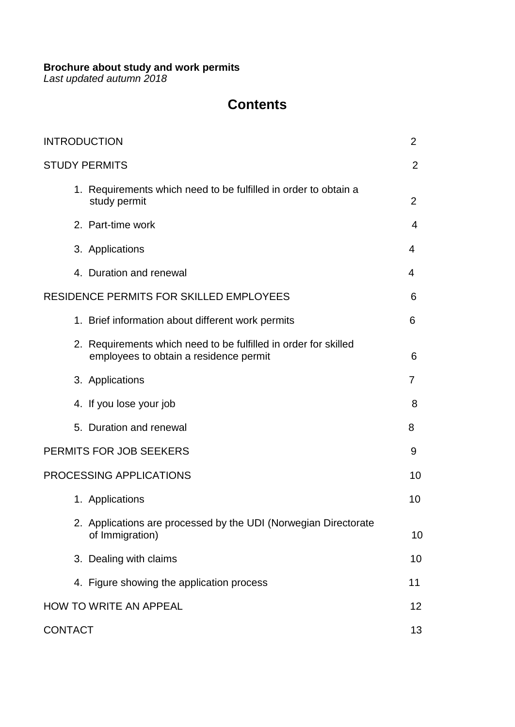**Brochure about study and work permits**
*Last updated autumn 2018*

# Contents

| | |
|---|---|
| INTRODUCTION | 2 |
| STUDY PERMITS | 2 |
| 1. Requirements which need to be fulfilled in order to obtain a study permit | 2 |
| 2. Part-time work | 4 |
| 3. Applications | 4 |
| 4. Duration and renewal | 4 |
| RESIDENCE PERMITS FOR SKILLED EMPLOYEES | 6 |
| 1. Brief information about different work permits | 6 |
| 2. Requirements which need to be fulfilled in order for skilled employees to obtain a residence permit | 6 |
| 3. Applications | 7 |
| 4. If you lose your job | 8 |
| 5. Duration and renewal | 8 |
| PERMITS FOR JOB SEEKERS | 9 |
| PROCESSING APPLICATIONS | 10 |
| 1. Applications | 10 |
| 2. Applications are processed by the UDI (Norwegian Directorate of Immigration) | 10 |
| 3. Dealing with claims | 10 |
| 4. Figure showing the application process | 11 |
| HOW TO WRITE AN APPEAL | 12 |
| CONTACT | 13 |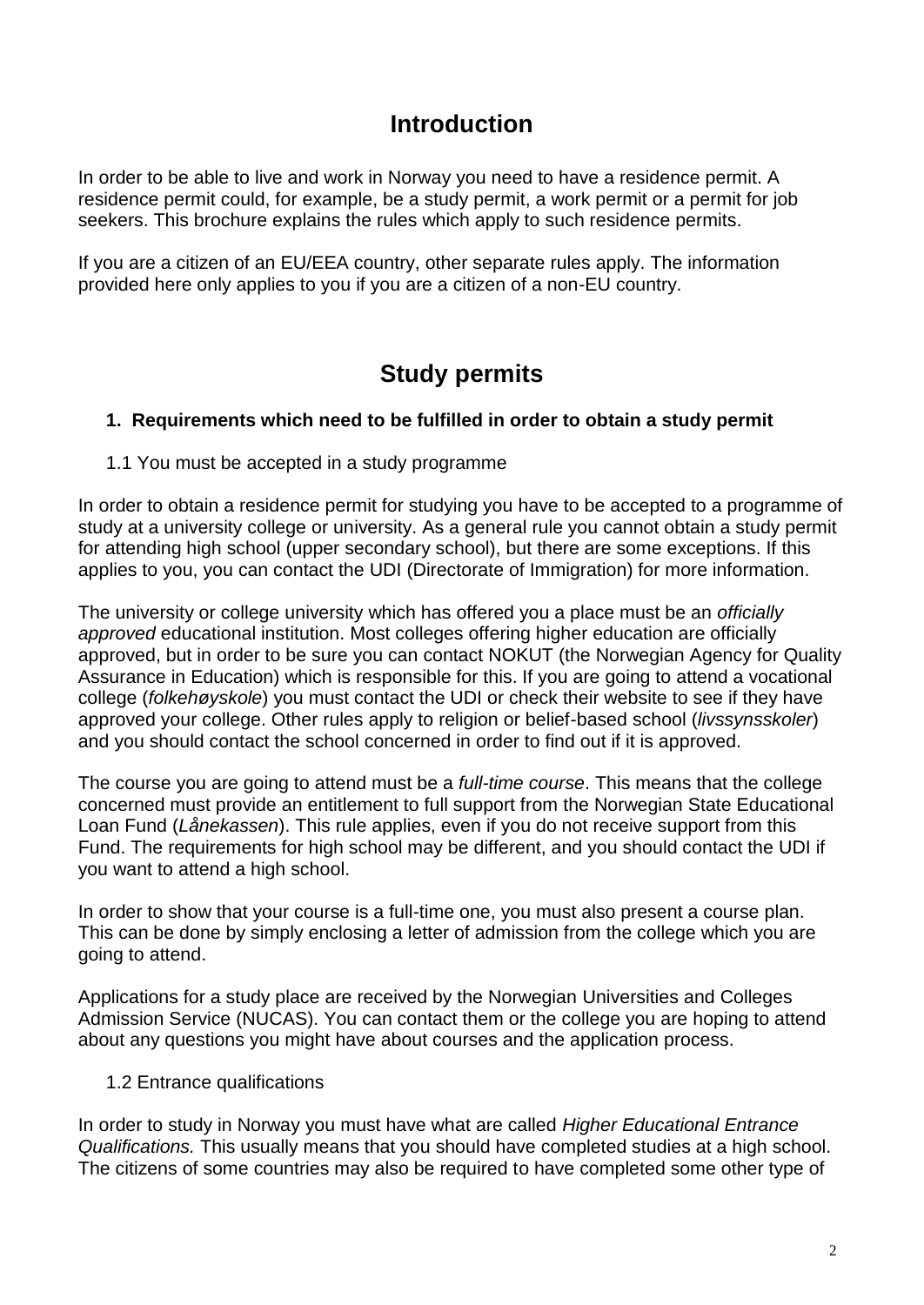# Introduction

In order to be able to live and work in Norway you need to have a residence permit. A residence permit could, for example, be a study permit, a work permit or a permit for job seekers. This brochure explains the rules which apply to such residence permits.

If you are a citizen of an EU/EEA country, other separate rules apply. The information provided here only applies to you if you are a citizen of a non-EU country.

# Study permits

## 1. Requirements which need to be fulfilled in order to obtain a study permit

### 1.1 You must be accepted in a study programme

In order to obtain a residence permit for studying you have to be accepted to a programme of study at a university college or university. As a general rule you cannot obtain a study permit for attending high school (upper secondary school), but there are some exceptions. If this applies to you, you can contact the UDI (Directorate of Immigration) for more information.

The university or college university which has offered you a place must be an *officially approved* educational institution. Most colleges offering higher education are officially approved, but in order to be sure you can contact NOKUT (the Norwegian Agency for Quality Assurance in Education) which is responsible for this. If you are going to attend a vocational college (*folkehøyskole*) you must contact the UDI or check their website to see if they have approved your college. Other rules apply to religion or belief-based school (*livssynsskoler*) and you should contact the school concerned in order to find out if it is approved.

The course you are going to attend must be a *full-time course*. This means that the college concerned must provide an entitlement to full support from the Norwegian State Educational Loan Fund (*Lånekassen*). This rule applies, even if you do not receive support from this Fund. The requirements for high school may be different, and you should contact the UDI if you want to attend a high school.

In order to show that your course is a full-time one, you must also present a course plan. This can be done by simply enclosing a letter of admission from the college which you are going to attend.

Applications for a study place are received by the Norwegian Universities and Colleges Admission Service (NUCAS). You can contact them or the college you are hoping to attend about any questions you might have about courses and the application process.

### 1.2 Entrance qualifications

In order to study in Norway you must have what are called *Higher Educational Entrance Qualifications.* This usually means that you should have completed studies at a high school. The citizens of some countries may also be required to have completed some other type of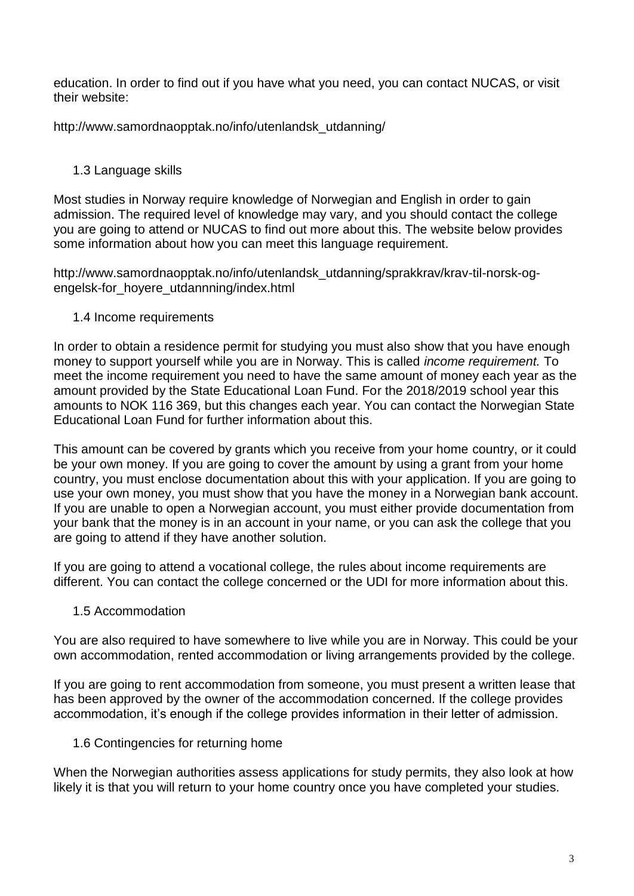education. In order to find out if you have what you need, you can contact NUCAS, or visit their website:

http://www.samordnaopptak.no/info/utenlandsk_utdanning/

### 1.3 Language skills

Most studies in Norway require knowledge of Norwegian and English in order to gain admission. The required level of knowledge may vary, and you should contact the college you are going to attend or NUCAS to find out more about this. The website below provides some information about how you can meet this language requirement.

http://www.samordnaopptak.no/info/utenlandsk_utdanning/sprakkrav/krav-til-norsk-og-engelsk-for_hoyere_utdannning/index.html

### 1.4 Income requirements

In order to obtain a residence permit for studying you must also show that you have enough money to support yourself while you are in Norway. This is called *income requirement.* To meet the income requirement you need to have the same amount of money each year as the amount provided by the State Educational Loan Fund. For the 2018/2019 school year this amounts to NOK 116 369, but this changes each year. You can contact the Norwegian State Educational Loan Fund for further information about this.

This amount can be covered by grants which you receive from your home country, or it could be your own money. If you are going to cover the amount by using a grant from your home country, you must enclose documentation about this with your application. If you are going to use your own money, you must show that you have the money in a Norwegian bank account. If you are unable to open a Norwegian account, you must either provide documentation from your bank that the money is in an account in your name, or you can ask the college that you are going to attend if they have another solution.

If you are going to attend a vocational college, the rules about income requirements are different. You can contact the college concerned or the UDI for more information about this.

### 1.5 Accommodation

You are also required to have somewhere to live while you are in Norway. This could be your own accommodation, rented accommodation or living arrangements provided by the college.

If you are going to rent accommodation from someone, you must present a written lease that has been approved by the owner of the accommodation concerned. If the college provides accommodation, it's enough if the college provides information in their letter of admission.

### 1.6 Contingencies for returning home

When the Norwegian authorities assess applications for study permits, they also look at how likely it is that you will return to your home country once you have completed your studies.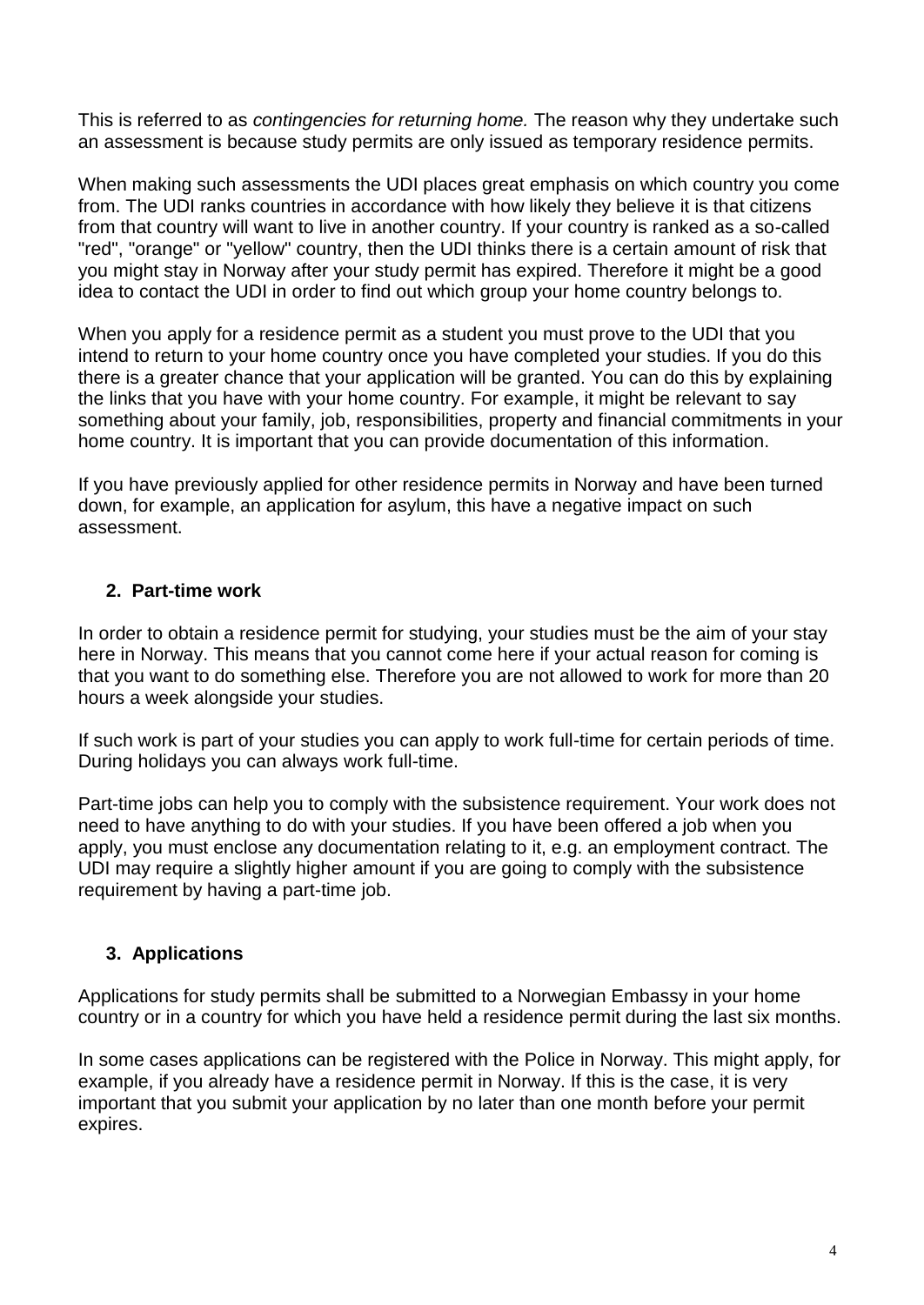This is referred to as *contingencies for returning home.* The reason why they undertake such an assessment is because study permits are only issued as temporary residence permits.

When making such assessments the UDI places great emphasis on which country you come from. The UDI ranks countries in accordance with how likely they believe it is that citizens from that country will want to live in another country. If your country is ranked as a so-called "red", "orange" or "yellow" country, then the UDI thinks there is a certain amount of risk that you might stay in Norway after your study permit has expired. Therefore it might be a good idea to contact the UDI in order to find out which group your home country belongs to.

When you apply for a residence permit as a student you must prove to the UDI that you intend to return to your home country once you have completed your studies. If you do this there is a greater chance that your application will be granted. You can do this by explaining the links that you have with your home country. For example, it might be relevant to say something about your family, job, responsibilities, property and financial commitments in your home country. It is important that you can provide documentation of this information.

If you have previously applied for other residence permits in Norway and have been turned down, for example, an application for asylum, this have a negative impact on such assessment.

## 2. Part-time work

In order to obtain a residence permit for studying, your studies must be the aim of your stay here in Norway. This means that you cannot come here if your actual reason for coming is that you want to do something else. Therefore you are not allowed to work for more than 20 hours a week alongside your studies.

If such work is part of your studies you can apply to work full-time for certain periods of time. During holidays you can always work full-time.

Part-time jobs can help you to comply with the subsistence requirement. Your work does not need to have anything to do with your studies. If you have been offered a job when you apply, you must enclose any documentation relating to it, e.g. an employment contract. The UDI may require a slightly higher amount if you are going to comply with the subsistence requirement by having a part-time job.

## 3. Applications

Applications for study permits shall be submitted to a Norwegian Embassy in your home country or in a country for which you have held a residence permit during the last six months.

In some cases applications can be registered with the Police in Norway. This might apply, for example, if you already have a residence permit in Norway. If this is the case, it is very important that you submit your application by no later than one month before your permit expires.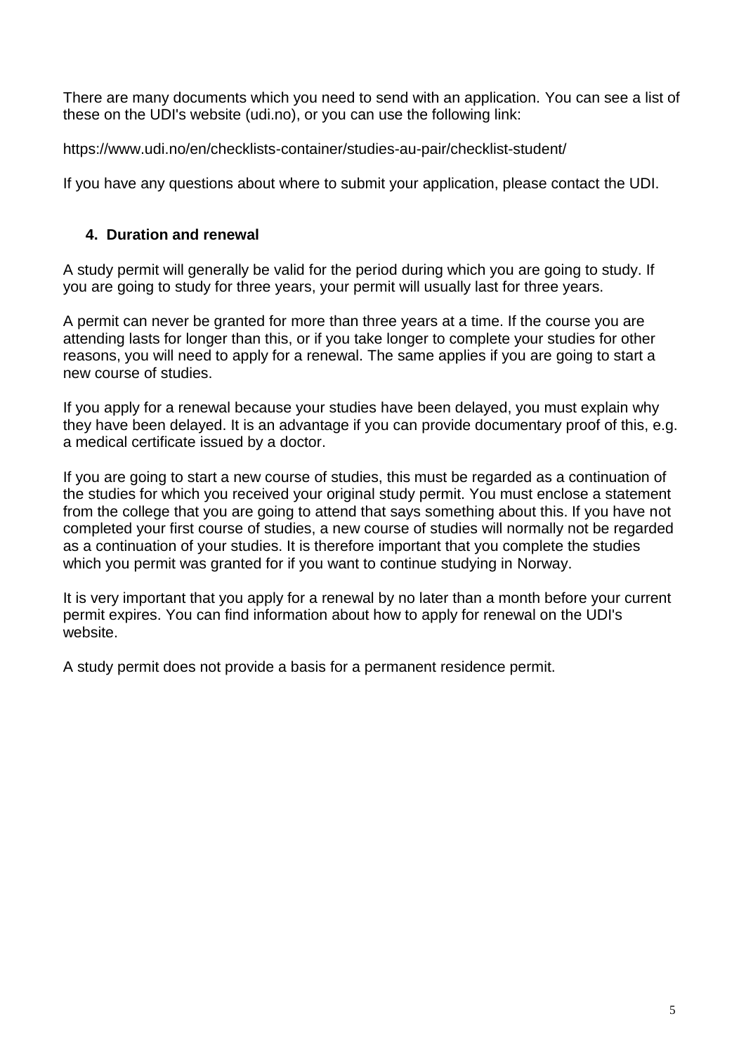There are many documents which you need to send with an application. You can see a list of these on the UDI's website (udi.no), or you can use the following link:

https://www.udi.no/en/checklists-container/studies-au-pair/checklist-student/

If you have any questions about where to submit your application, please contact the UDI.

## 4. Duration and renewal

A study permit will generally be valid for the period during which you are going to study. If you are going to study for three years, your permit will usually last for three years.

A permit can never be granted for more than three years at a time. If the course you are attending lasts for longer than this, or if you take longer to complete your studies for other reasons, you will need to apply for a renewal. The same applies if you are going to start a new course of studies.

If you apply for a renewal because your studies have been delayed, you must explain why they have been delayed. It is an advantage if you can provide documentary proof of this, e.g. a medical certificate issued by a doctor.

If you are going to start a new course of studies, this must be regarded as a continuation of the studies for which you received your original study permit. You must enclose a statement from the college that you are going to attend that says something about this. If you have not completed your first course of studies, a new course of studies will normally not be regarded as a continuation of your studies. It is therefore important that you complete the studies which you permit was granted for if you want to continue studying in Norway.

It is very important that you apply for a renewal by no later than a month before your current permit expires. You can find information about how to apply for renewal on the UDI's website.

A study permit does not provide a basis for a permanent residence permit.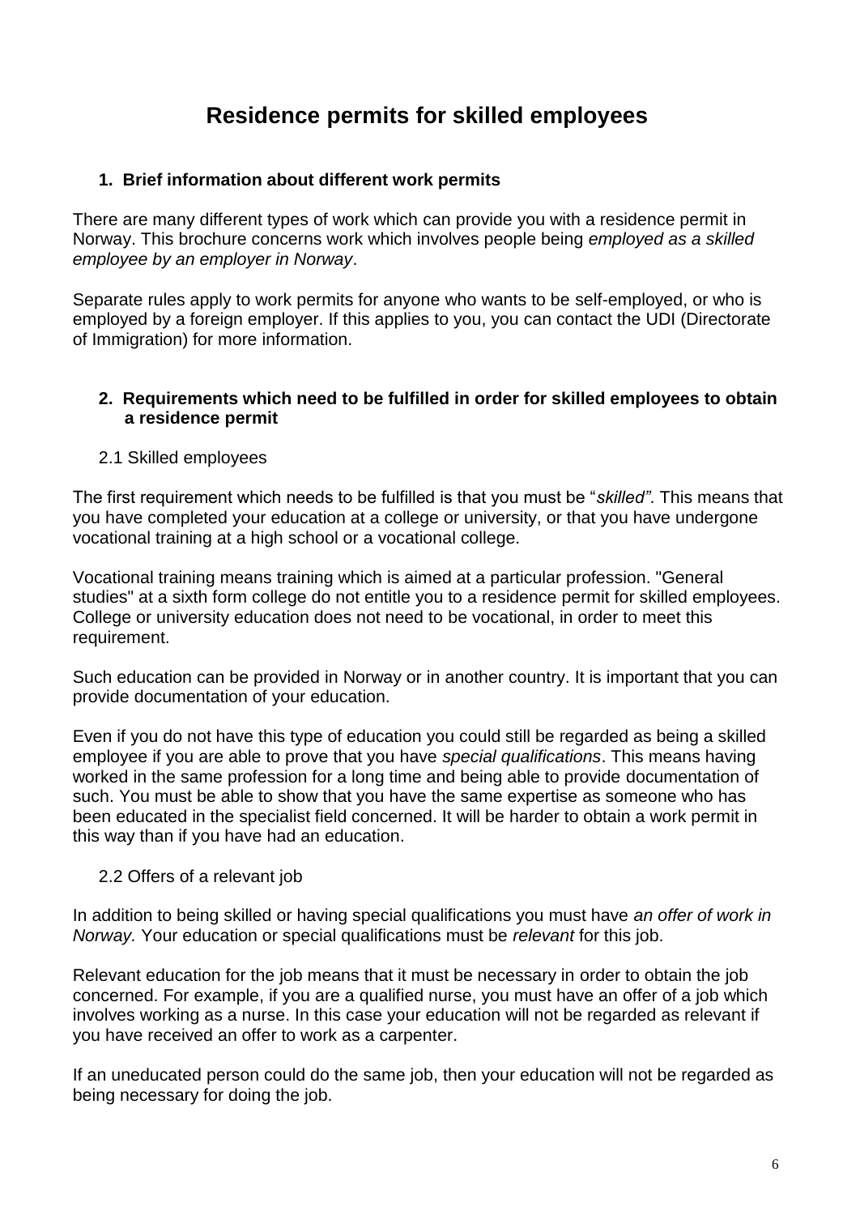# Residence permits for skilled employees

## 1. Brief information about different work permits

There are many different types of work which can provide you with a residence permit in Norway. This brochure concerns work which involves people being *employed as a skilled employee by an employer in Norway*.

Separate rules apply to work permits for anyone who wants to be self-employed, or who is employed by a foreign employer. If this applies to you, you can contact the UDI (Directorate of Immigration) for more information.

## 2. Requirements which need to be fulfilled in order for skilled employees to obtain a residence permit

### 2.1 Skilled employees

The first requirement which needs to be fulfilled is that you must be "*skilled"*. This means that you have completed your education at a college or university, or that you have undergone vocational training at a high school or a vocational college.

Vocational training means training which is aimed at a particular profession. "General studies" at a sixth form college do not entitle you to a residence permit for skilled employees. College or university education does not need to be vocational, in order to meet this requirement.

Such education can be provided in Norway or in another country. It is important that you can provide documentation of your education.

Even if you do not have this type of education you could still be regarded as being a skilled employee if you are able to prove that you have *special qualifications*. This means having worked in the same profession for a long time and being able to provide documentation of such. You must be able to show that you have the same expertise as someone who has been educated in the specialist field concerned. It will be harder to obtain a work permit in this way than if you have had an education.

### 2.2 Offers of a relevant job

In addition to being skilled or having special qualifications you must have *an offer of work in Norway.* Your education or special qualifications must be *relevant* for this job.

Relevant education for the job means that it must be necessary in order to obtain the job concerned. For example, if you are a qualified nurse, you must have an offer of a job which involves working as a nurse. In this case your education will not be regarded as relevant if you have received an offer to work as a carpenter.

If an uneducated person could do the same job, then your education will not be regarded as being necessary for doing the job.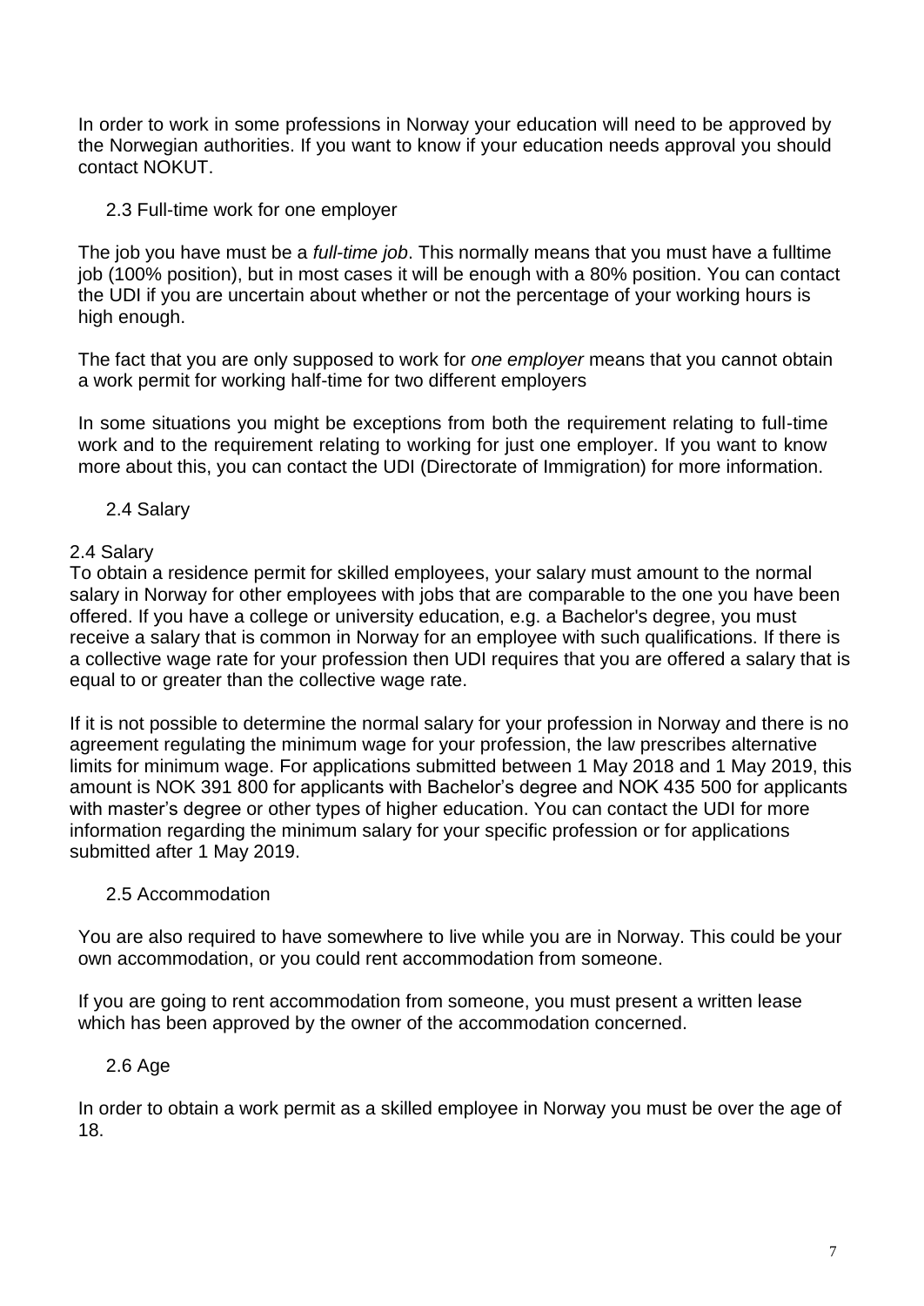In order to work in some professions in Norway your education will need to be approved by the Norwegian authorities. If you want to know if your education needs approval you should contact NOKUT.

### 2.3 Full-time work for one employer

The job you have must be a *full-time job*. This normally means that you must have a fulltime job (100% position), but in most cases it will be enough with a 80% position. You can contact the UDI if you are uncertain about whether or not the percentage of your working hours is high enough.

The fact that you are only supposed to work for *one employer* means that you cannot obtain a work permit for working half-time for two different employers

In some situations you might be exceptions from both the requirement relating to full-time work and to the requirement relating to working for just one employer. If you want to know more about this, you can contact the UDI (Directorate of Immigration) for more information.

### 2.4 Salary

2.4 Salary
To obtain a residence permit for skilled employees, your salary must amount to the normal salary in Norway for other employees with jobs that are comparable to the one you have been offered. If you have a college or university education, e.g. a Bachelor's degree, you must receive a salary that is common in Norway for an employee with such qualifications. If there is a collective wage rate for your profession then UDI requires that you are offered a salary that is equal to or greater than the collective wage rate.

If it is not possible to determine the normal salary for your profession in Norway and there is no agreement regulating the minimum wage for your profession, the law prescribes alternative limits for minimum wage. For applications submitted between 1 May 2018 and 1 May 2019, this amount is NOK 391 800 for applicants with Bachelor's degree and NOK 435 500 for applicants with master's degree or other types of higher education. You can contact the UDI for more information regarding the minimum salary for your specific profession or for applications submitted after 1 May 2019.

### 2.5 Accommodation

You are also required to have somewhere to live while you are in Norway. This could be your own accommodation, or you could rent accommodation from someone.

If you are going to rent accommodation from someone, you must present a written lease which has been approved by the owner of the accommodation concerned.

### 2.6 Age

In order to obtain a work permit as a skilled employee in Norway you must be over the age of 18.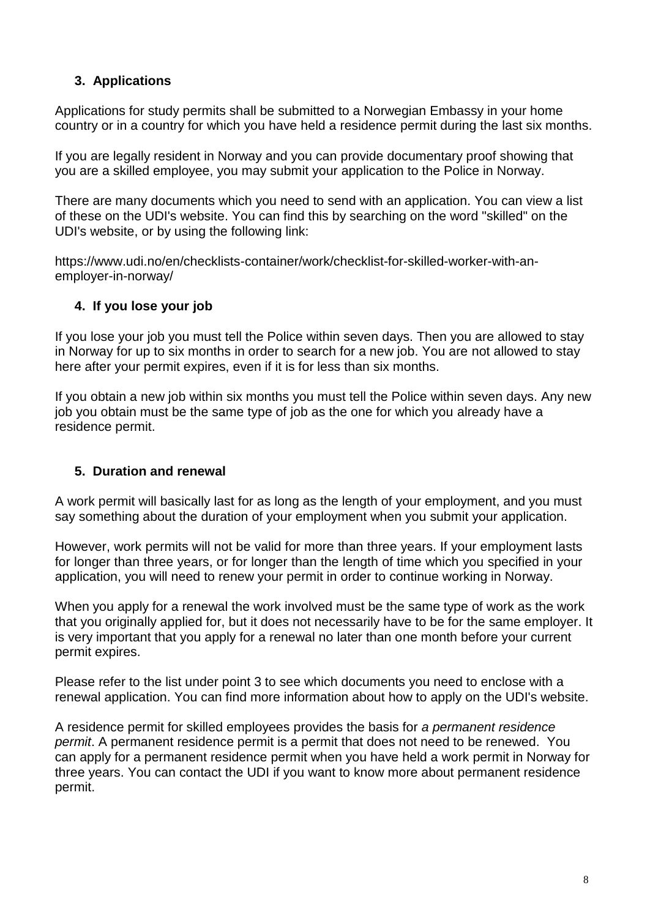### 3. Applications

Applications for study permits shall be submitted to a Norwegian Embassy in your home country or in a country for which you have held a residence permit during the last six months.

If you are legally resident in Norway and you can provide documentary proof showing that you are a skilled employee, you may submit your application to the Police in Norway.

There are many documents which you need to send with an application. You can view a list of these on the UDI's website. You can find this by searching on the word "skilled" on the UDI's website, or by using the following link:

https://www.udi.no/en/checklists-container/work/checklist-for-skilled-worker-with-an-employer-in-norway/

### 4. If you lose your job

If you lose your job you must tell the Police within seven days. Then you are allowed to stay in Norway for up to six months in order to search for a new job. You are not allowed to stay here after your permit expires, even if it is for less than six months.

If you obtain a new job within six months you must tell the Police within seven days. Any new job you obtain must be the same type of job as the one for which you already have a residence permit.

### 5. Duration and renewal

A work permit will basically last for as long as the length of your employment, and you must say something about the duration of your employment when you submit your application.

However, work permits will not be valid for more than three years. If your employment lasts for longer than three years, or for longer than the length of time which you specified in your application, you will need to renew your permit in order to continue working in Norway.

When you apply for a renewal the work involved must be the same type of work as the work that you originally applied for, but it does not necessarily have to be for the same employer. It is very important that you apply for a renewal no later than one month before your current permit expires.

Please refer to the list under point 3 to see which documents you need to enclose with a renewal application. You can find more information about how to apply on the UDI's website.

A residence permit for skilled employees provides the basis for *a permanent residence permit*. A permanent residence permit is a permit that does not need to be renewed. You can apply for a permanent residence permit when you have held a work permit in Norway for three years. You can contact the UDI if you want to know more about permanent residence permit.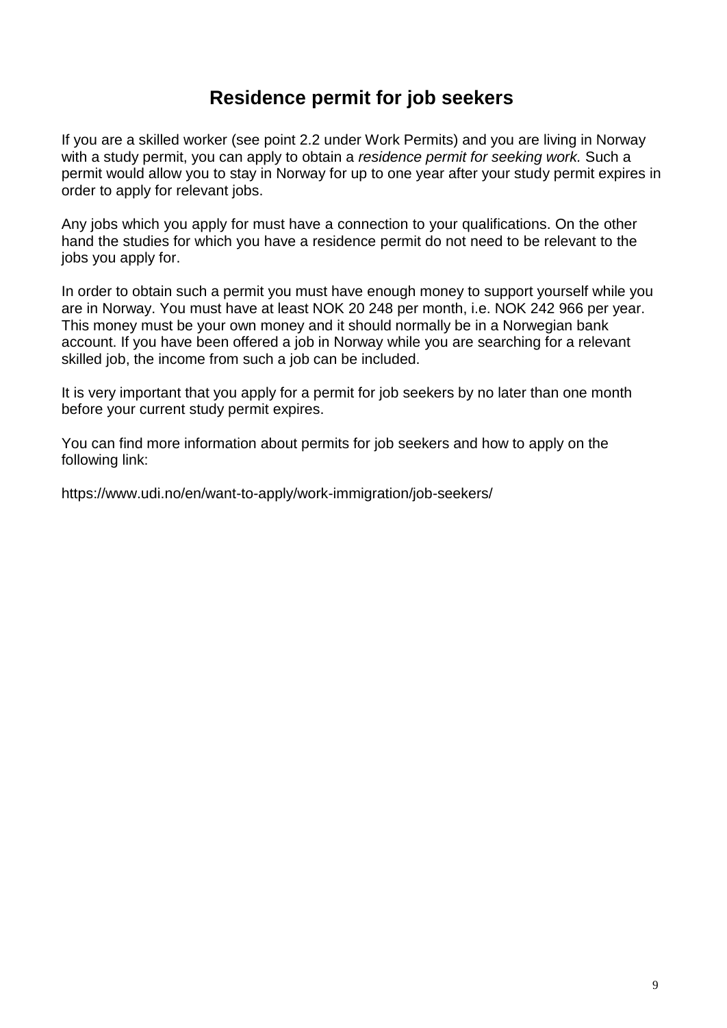# Residence permit for job seekers

If you are a skilled worker (see point 2.2 under Work Permits) and you are living in Norway with a study permit, you can apply to obtain a *residence permit for seeking work.* Such a permit would allow you to stay in Norway for up to one year after your study permit expires in order to apply for relevant jobs.

Any jobs which you apply for must have a connection to your qualifications. On the other hand the studies for which you have a residence permit do not need to be relevant to the jobs you apply for.

In order to obtain such a permit you must have enough money to support yourself while you are in Norway. You must have at least NOK 20 248 per month, i.e. NOK 242 966 per year. This money must be your own money and it should normally be in a Norwegian bank account. If you have been offered a job in Norway while you are searching for a relevant skilled job, the income from such a job can be included.

It is very important that you apply for a permit for job seekers by no later than one month before your current study permit expires.

You can find more information about permits for job seekers and how to apply on the following link:

https://www.udi.no/en/want-to-apply/work-immigration/job-seekers/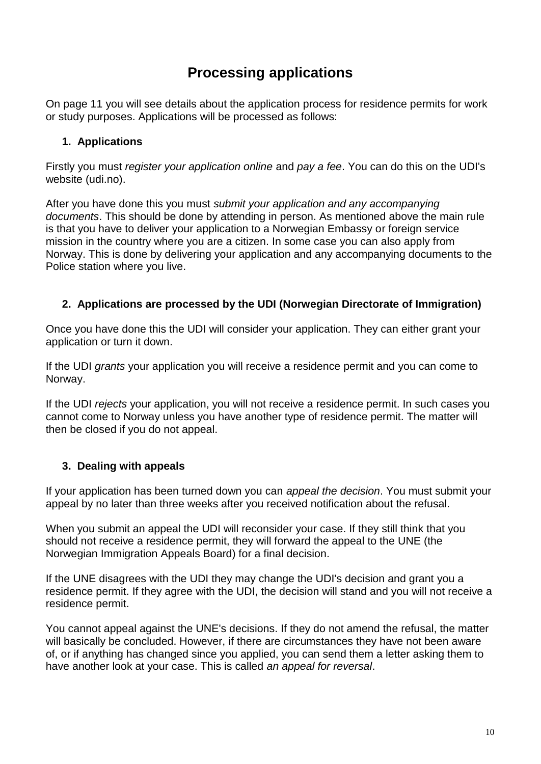# Processing applications

On page 11 you will see details about the application process for residence permits for work or study purposes. Applications will be processed as follows:

## 1. Applications

Firstly you must *register your application online* and *pay a fee*. You can do this on the UDI's website (udi.no).

After you have done this you must *submit your application and any accompanying documents*. This should be done by attending in person. As mentioned above the main rule is that you have to deliver your application to a Norwegian Embassy or foreign service mission in the country where you are a citizen. In some case you can also apply from Norway. This is done by delivering your application and any accompanying documents to the Police station where you live.

## 2. Applications are processed by the UDI (Norwegian Directorate of Immigration)

Once you have done this the UDI will consider your application. They can either grant your application or turn it down.

If the UDI *grants* your application you will receive a residence permit and you can come to Norway.

If the UDI *rejects* your application, you will not receive a residence permit. In such cases you cannot come to Norway unless you have another type of residence permit. The matter will then be closed if you do not appeal.

## 3. Dealing with appeals

If your application has been turned down you can *appeal the decision*. You must submit your appeal by no later than three weeks after you received notification about the refusal.

When you submit an appeal the UDI will reconsider your case. If they still think that you should not receive a residence permit, they will forward the appeal to the UNE (the Norwegian Immigration Appeals Board) for a final decision.

If the UNE disagrees with the UDI they may change the UDI's decision and grant you a residence permit. If they agree with the UDI, the decision will stand and you will not receive a residence permit.

You cannot appeal against the UNE's decisions. If they do not amend the refusal, the matter will basically be concluded. However, if there are circumstances they have not been aware of, or if anything has changed since you applied, you can send them a letter asking them to have another look at your case. This is called *an appeal for reversal*.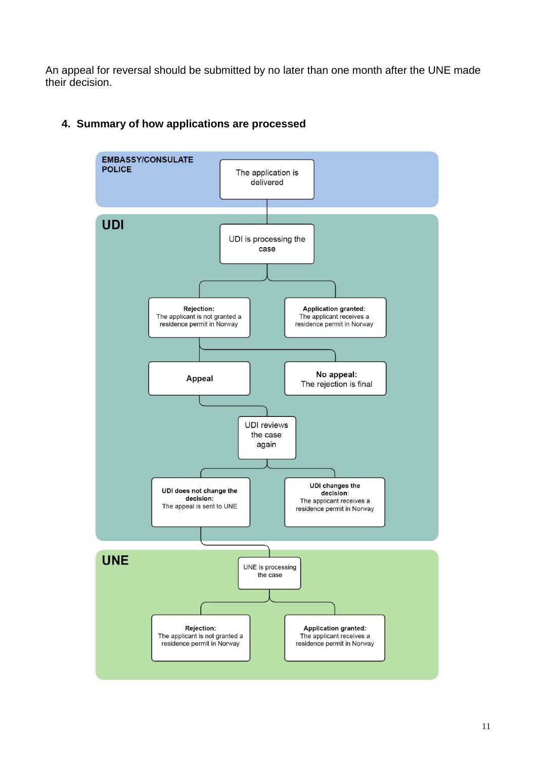An appeal for reversal should be submitted by no later than one month after the UNE made their decision.

## 4. Summary of how applications are processed

**EMBASSY/CONSULATE POLICE**

The application is delivered

**UDI**

UDI is processing the case

**Rejection:** The applicant is not granted a residence permit in Norway

**Application granted:** The applicant receives a residence permit in Norway

**Appeal**

**No appeal:** The rejection is final

UDI reviews the case again

**UDI does not change the decision:** The appeal is sent to UNE

**UDI changes the decision:** The applicant receives a residence permit in Norway

**UNE**

UNE is processing the case

**Rejection:** The applicant is not granted a residence permit in Norway

**Application granted:** The applicant receives a residence permit in Norway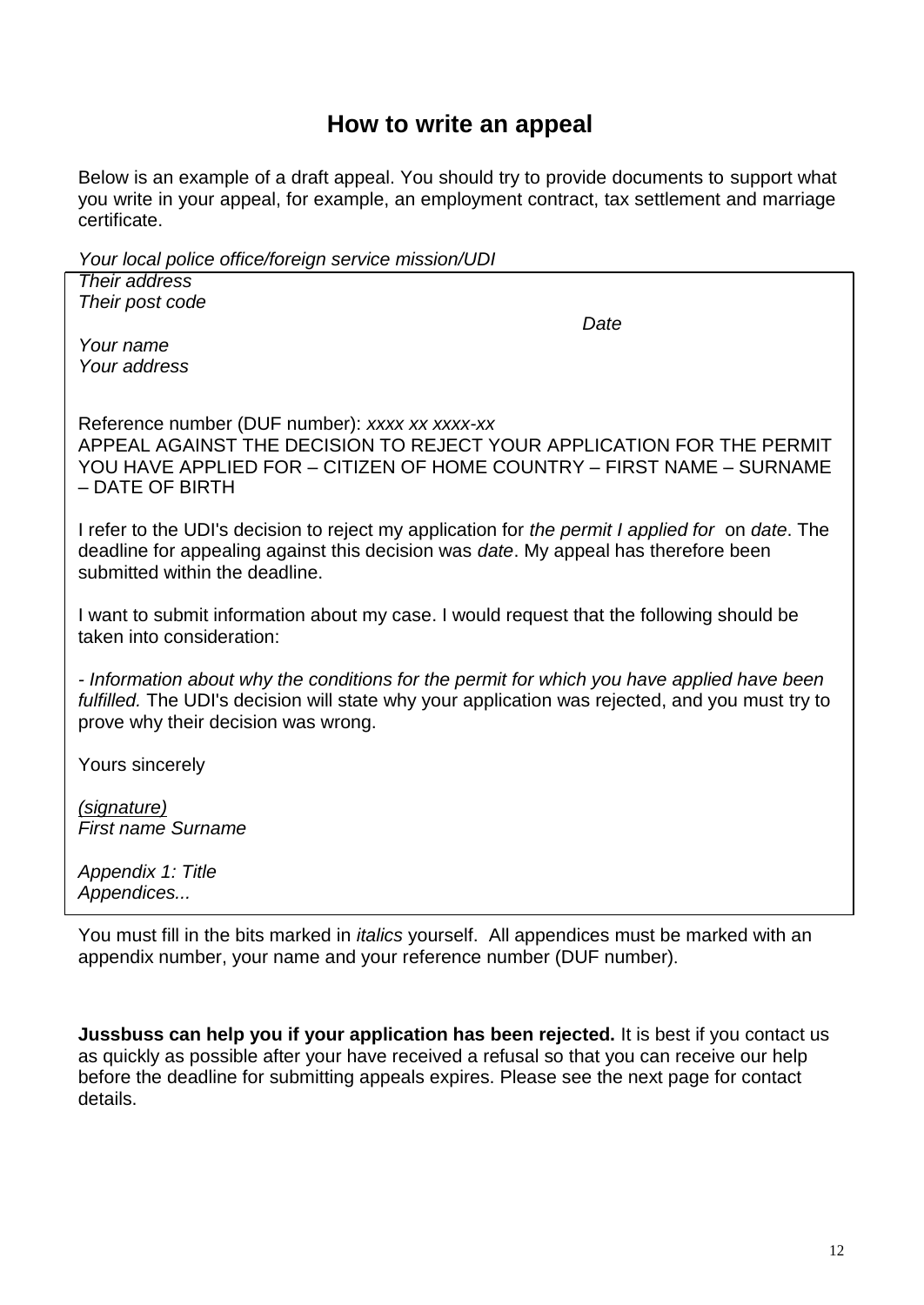## How to write an appeal

Below is an example of a draft appeal. You should try to provide documents to support what you write in your appeal, for example, an employment contract, tax settlement and marriage certificate.

*Your local police office/foreign service mission/UDI*
*Their address*
*Their post code*

*Date*

*Your name*
*Your address*

Reference number (DUF number): *xxxx xx xxxx-xx*
APPEAL AGAINST THE DECISION TO REJECT YOUR APPLICATION FOR THE PERMIT YOU HAVE APPLIED FOR – CITIZEN OF HOME COUNTRY – FIRST NAME – SURNAME – DATE OF BIRTH

I refer to the UDI's decision to reject my application for *the permit I applied for* on *date*. The deadline for appealing against this decision was *date*. My appeal has therefore been submitted within the deadline.

I want to submit information about my case. I would request that the following should be taken into consideration:

- *Information about why the conditions for the permit for which you have applied have been fulfilled.* The UDI's decision will state why your application was rejected, and you must try to prove why their decision was wrong.

Yours sincerely

*(signature)*
*First name Surname*

*Appendix 1: Title*
*Appendices...*

You must fill in the bits marked in *italics* yourself. All appendices must be marked with an appendix number, your name and your reference number (DUF number).

**Jussbuss can help you if your application has been rejected.** It is best if you contact us as quickly as possible after your have received a refusal so that you can receive our help before the deadline for submitting appeals expires. Please see the next page for contact details.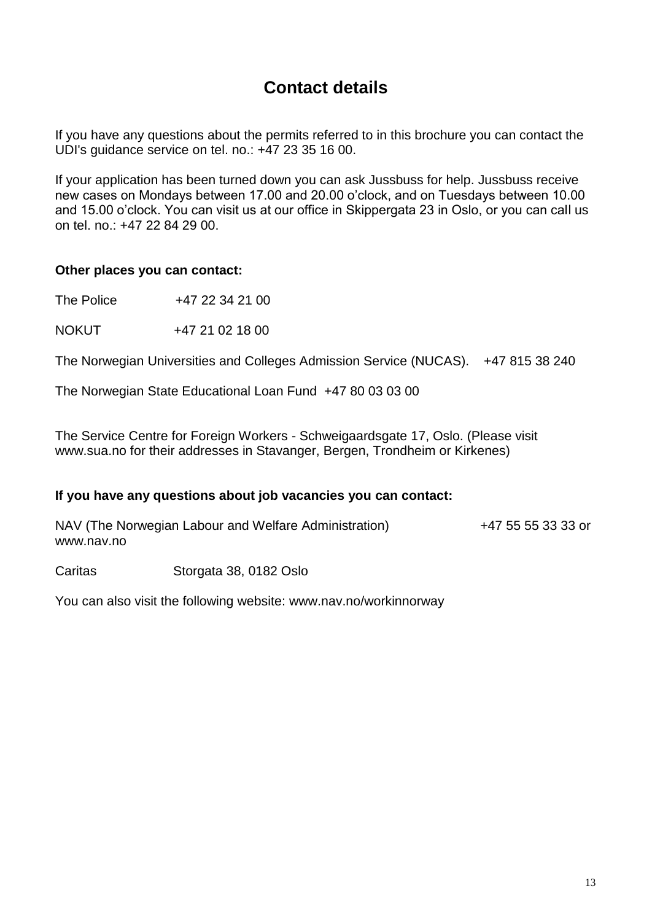# Contact details

If you have any questions about the permits referred to in this brochure you can contact the UDI's guidance service on tel. no.: +47 23 35 16 00.

If your application has been turned down you can ask Jussbuss for help. Jussbuss receive new cases on Mondays between 17.00 and 20.00 o'clock, and on Tuesdays between 10.00 and 15.00 o'clock. You can visit us at our office in Skippergata 23 in Oslo, or you can call us on tel. no.: +47 22 84 29 00.

**Other places you can contact:**

The Police +47 22 34 21 00

NOKUT +47 21 02 18 00

The Norwegian Universities and Colleges Admission Service (NUCAS). +47 815 38 240

The Norwegian State Educational Loan Fund +47 80 03 03 00

The Service Centre for Foreign Workers - Schweigaardsgate 17, Oslo. (Please visit www.sua.no for their addresses in Stavanger, Bergen, Trondheim or Kirkenes)

**If you have any questions about job vacancies you can contact:**

NAV (The Norwegian Labour and Welfare Administration) +47 55 55 33 33 or www.nav.no

Caritas Storgata 38, 0182 Oslo

You can also visit the following website: www.nav.no/workinnorway